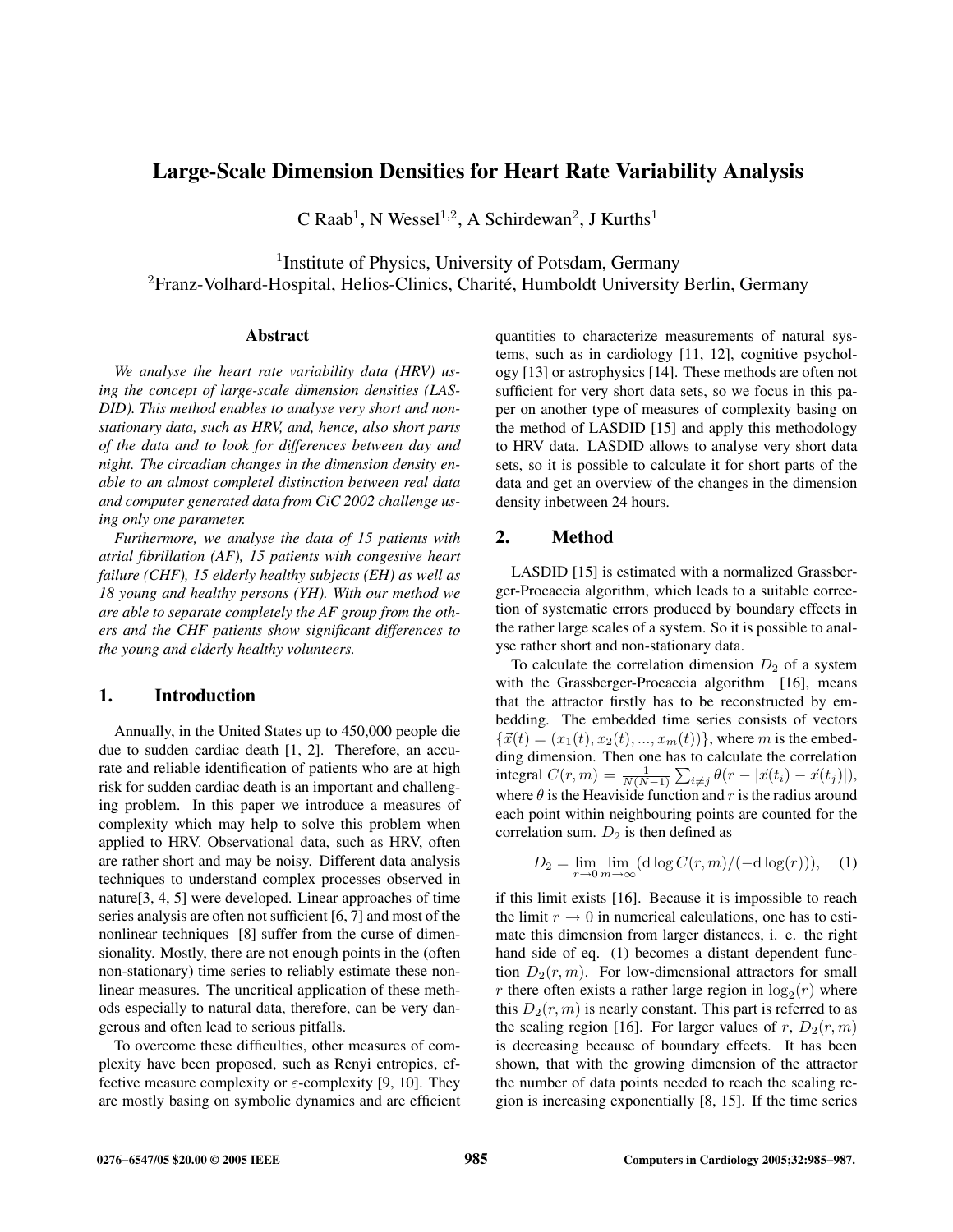# Large-Scale Dimension Densities for Heart Rate Variability Analysis

C Raab[1], N Wessel[1,2], A Schirdewan[2], J Kurths[1]

[1]Institute of Physics, University of Potsdam, Germany
[2]Franz-Volhard-Hospital, Helios-Clinics, Charité, Humboldt University Berlin, Germany

## Abstract

*We analyse the heart rate variability data (HRV) using the concept of large-scale dimension densities (LASDID). This method enables to analyse very short and nonstationary data, such as HRV, and, hence, also short parts of the data and to look for differences between day and night. The circadian changes in the dimension density enable to an almost completel distinction between real data and computer generated data from CiC 2002 challenge using only one parameter.*

*Furthermore, we analyse the data of 15 patients with atrial fibrillation (AF), 15 patients with congestive heart failure (CHF), 15 elderly healthy subjects (EH) as well as 18 young and healthy persons (YH). With our method we are able to separate completely the AF group from the others and the CHF patients show significant differences to the young and elderly healthy volunteers.*

## 1. Introduction

Annually, in the United States up to 450,000 people die due to sudden cardiac death [1, 2]. Therefore, an accurate and reliable identification of patients who are at high risk for sudden cardiac death is an important and challenging problem. In this paper we introduce a measures of complexity which may help to solve this problem when applied to HRV. Observational data, such as HRV, often are rather short and may be noisy. Different data analysis techniques to understand complex processes observed in nature[3, 4, 5] were developed. Linear approaches of time series analysis are often not sufficient [6, 7] and most of the nonlinear techniques [8] suffer from the curse of dimensionality. Mostly, there are not enough points in the (often non-stationary) time series to reliably estimate these nonlinear measures. The uncritical application of these methods especially to natural data, therefore, can be very dangerous and often lead to serious pitfalls.

To overcome these difficulties, other measures of complexity have been proposed, such as Renyi entropies, effective measure complexity or $\varepsilon$-complexity [9, 10]. They are mostly basing on symbolic dynamics and are efficient quantities to characterize measurements of natural systems, such as in cardiology [11, 12], cognitive psychology [13] or astrophysics [14]. These methods are often not sufficient for very short data sets, so we focus in this paper on another type of measures of complexity basing on the method of LASDID [15] and apply this methodology to HRV data. LASDID allows to analyse very short data sets, so it is possible to calculate it for short parts of the data and get an overview of the changes in the dimension density inbetween 24 hours.

## 2. Method

LASDID [15] is estimated with a normalized Grassberger-Procaccia algorithm, which leads to a suitable correction of systematic errors produced by boundary effects in the rather large scales of a system. So it is possible to analyse rather short and non-stationary data.

To calculate the correlation dimension $D_2$ of a system with the Grassberger-Procaccia algorithm [16], means that the attractor firstly has to be reconstructed by embedding. The embedded time series consists of vectors $\{\vec{x}(t) = (x_1(t), x_2(t), ..., x_m(t))\}$, where $m$ is the embedding dimension. Then one has to calculate the correlation integral $C(r,m) = \frac{1}{N(N-1)} \sum_{i \neq j} \theta(r - |\vec{x}(t_i) - \vec{x}(t_j)|)$, where $\theta$ is the Heaviside function and $r$ is the radius around each point within neighbouring points are counted for the correlation sum. $D_2$ is then defined as

$$D_2 = \lim_{r \to 0} \lim_{m \to \infty} (\mathrm{d} \log C(r,m) / (-\mathrm{d} \log(r))), \quad (1)$$

if this limit exists [16]. Because it is impossible to reach the limit $r \to 0$ in numerical calculations, one has to estimate this dimension from larger distances, i. e. the right hand side of eq. (1) becomes a distant dependent function $D_2(r,m)$. For low-dimensional attractors for small $r$ there often exists a rather large region in $\log_2(r)$ where this $D_2(r,m)$ is nearly constant. This part is referred to as the scaling region [16]. For larger values of $r$, $D_2(r,m)$ is decreasing because of boundary effects. It has been shown, that with the growing dimension of the attractor the number of data points needed to reach the scaling region is increasing exponentially [8, 15]. If the time series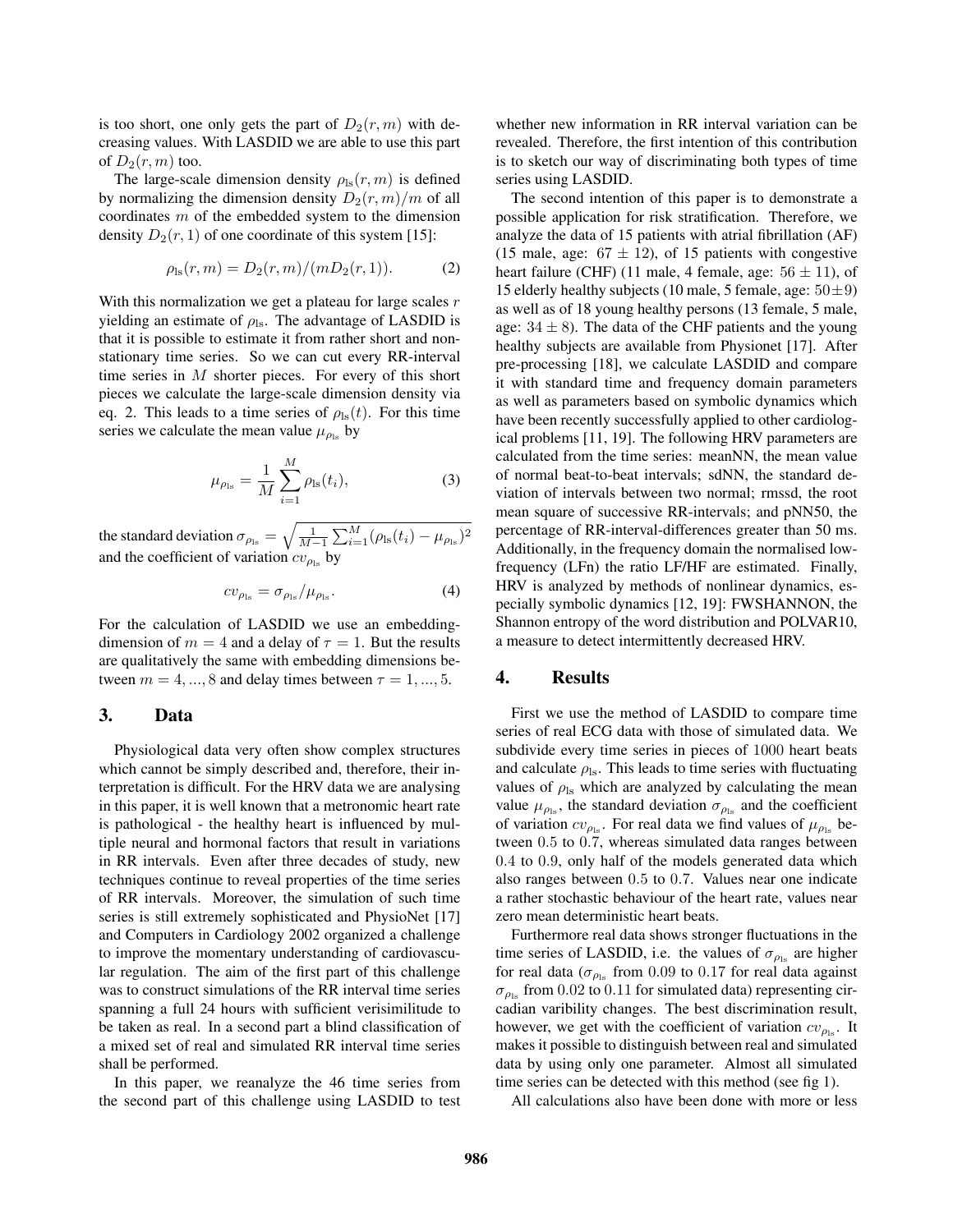is too short, one only gets the part of $D_2(r,m)$ with decreasing values. With LASDID we are able to use this part of $D_2(r,m)$ too.

The large-scale dimension density $\rho_{\text{ls}}(r,m)$ is defined by normalizing the dimension density $D_2(r,m)/m$ of all coordinates $m$ of the embedded system to the dimension density $D_2(r,1)$ of one coordinate of this system [15]:

$$\rho_{\text{ls}}(r,m) = D_2(r,m)/(mD_2(r,1)). \tag{2}$$

With this normalization we get a plateau for large scales $r$ yielding an estimate of $\rho_{\text{ls}}$. The advantage of LASDID is that it is possible to estimate it from rather short and non-stationary time series. So we can cut every RR-interval time series in $M$ shorter pieces. For every of this short pieces we calculate the large-scale dimension density via eq. 2. This leads to a time series of $\rho_{\text{ls}}(t)$. For this time series we calculate the mean value $\mu_{\rho_{\text{ls}}}$ by

$$\mu_{\rho_{\text{ls}}} = \frac{1}{M}\sum_{i=1}^{M}\rho_{\text{ls}}(t_i), \tag{3}$$

the standard deviation $\sigma_{\rho_{\text{ls}}} = \sqrt{\frac{1}{M-1}\sum_{i=1}^{M}(\rho_{\text{ls}}(t_i) - \mu_{\rho_{\text{ls}}})^2}$ and the coefficient of variation $cv_{\rho_{\text{ls}}}$ by

$$cv_{\rho_{\text{ls}}} = \sigma_{\rho_{\text{ls}}}/\mu_{\rho_{\text{ls}}}. \tag{4}$$

For the calculation of LASDID we use an embedding-dimension of $m = 4$ and a delay of $\tau = 1$. But the results are qualitatively the same with embedding dimensions between $m = 4, ..., 8$ and delay times between $\tau = 1, ..., 5$.

## 3. Data

Physiological data very often show complex structures which cannot be simply described and, therefore, their interpretation is difficult. For the HRV data we are analysing in this paper, it is well known that a metronomic heart rate is pathological - the healthy heart is influenced by multiple neural and hormonal factors that result in variations in RR intervals. Even after three decades of study, new techniques continue to reveal properties of the time series of RR intervals. Moreover, the simulation of such time series is still extremely sophisticated and PhysioNet [17] and Computers in Cardiology 2002 organized a challenge to improve the momentary understanding of cardiovascular regulation. The aim of the first part of this challenge was to construct simulations of the RR interval time series spanning a full 24 hours with sufficient verisimilitude to be taken as real. In a second part a blind classification of a mixed set of real and simulated RR interval time series shall be performed.

In this paper, we reanalyze the 46 time series from the second part of this challenge using LASDID to test whether new information in RR interval variation can be revealed. Therefore, the first intention of this contribution is to sketch our way of discriminating both types of time series using LASDID.

The second intention of this paper is to demonstrate a possible application for risk stratification. Therefore, we analyze the data of 15 patients with atrial fibrillation (AF) (15 male, age: $67 \pm 12$), of 15 patients with congestive heart failure (CHF) (11 male, 4 female, age: $56 \pm 11$), of 15 elderly healthy subjects (10 male, 5 female, age: $50 \pm 9$) as well as of 18 young healthy persons (13 female, 5 male, age: $34 \pm 8$). The data of the CHF patients and the young healthy subjects are available from Physionet [17]. After pre-processing [18], we calculate LASDID and compare it with standard time and frequency domain parameters as well as parameters based on symbolic dynamics which have been recently successfully applied to other cardiological problems [11, 19]. The following HRV parameters are calculated from the time series: meanNN, the mean value of normal beat-to-beat intervals; sdNN, the standard deviation of intervals between two normal; rmssd, the root mean square of successive RR-intervals; and pNN50, the percentage of RR-interval-differences greater than 50 ms. Additionally, in the frequency domain the normalised low-frequency (LFn) the ratio LF/HF are estimated. Finally, HRV is analyzed by methods of nonlinear dynamics, especially symbolic dynamics [12, 19]: FWSHANNON, the Shannon entropy of the word distribution and POLVAR10, a measure to detect intermittently decreased HRV.

## 4. Results

First we use the method of LASDID to compare time series of real ECG data with those of simulated data. We subdivide every time series in pieces of 1000 heart beats and calculate $\rho_{\text{ls}}$. This leads to time series with fluctuating values of $\rho_{\text{ls}}$ which are analyzed by calculating the mean value $\mu_{\rho_{\text{ls}}}$, the standard deviation $\sigma_{\rho_{\text{ls}}}$ and the coefficient of variation $cv_{\rho_{\text{ls}}}$. For real data we find values of $\mu_{\rho_{\text{ls}}}$ between 0.5 to 0.7, whereas simulated data ranges between 0.4 to 0.9, only half of the models generated data which also ranges between 0.5 to 0.7. Values near one indicate a rather stochastic behaviour of the heart rate, values near zero mean deterministic heart beats.

Furthermore real data shows stronger fluctuations in the time series of LASDID, i.e. the values of $\sigma_{\rho_{\text{ls}}}$ are higher for real data ($\sigma_{\rho_{\text{ls}}}$ from 0.09 to 0.17 for real data against $\sigma_{\rho_{\text{ls}}}$ from 0.02 to 0.11 for simulated data) representing circadian varibility changes. The best discrimination result, however, we get with the coefficient of variation $cv_{\rho_{\text{ls}}}$. It makes it possible to distinguish between real and simulated data by using only one parameter. Almost all simulated time series can be detected with this method (see fig 1).

All calculations also have been done with more or less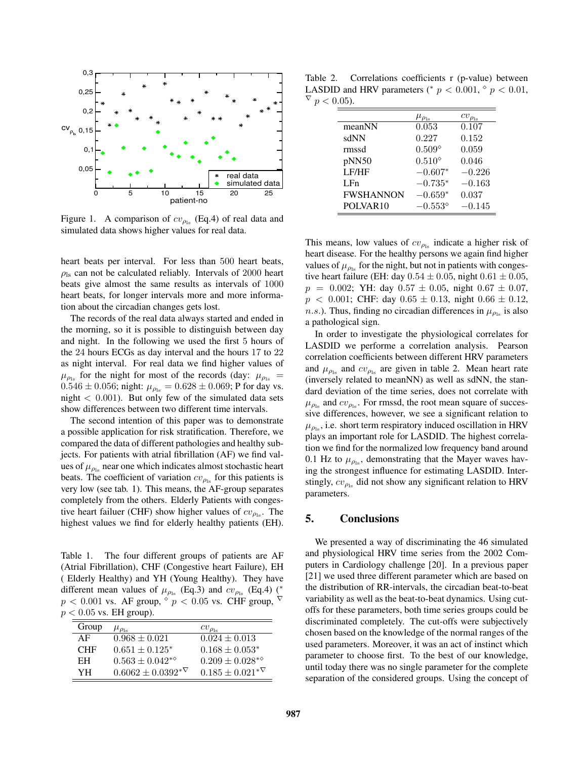Figure 1. A comparison of $cv_{\rho_{1s}}$ (Eq.4) of real data and simulated data shows higher values for real data.

heart beats per interval. For less than 500 heart beats, $\rho_{1s}$ can not be calculated reliably. Intervals of 2000 heart beats give almost the same results as intervals of 1000 heart beats, for longer intervals more and more information about the circadian changes gets lost.

The records of the real data always started and ended in the morning, so it is possible to distinguish between day and night. In the following we used the first 5 hours of the 24 hours ECGs as day interval and the hours 17 to 22 as night interval. For real data we find higher values of $\mu_{\rho_{1s}}$ for the night for most of the records (day: $\mu_{\rho_{1s}} = 0.546 \pm 0.056$; night: $\mu_{\rho_{1s}} = 0.628 \pm 0.069$; P for day vs. night $< 0.001$). But only few of the simulated data sets show differences between two different time intervals.

The second intention of this paper was to demonstrate a possible application for risk stratification. Therefore, we compared the data of different pathologies and healthy subjects. For patients with atrial fibrillation (AF) we find values of $\mu_{\rho_{1s}}$ near one which indicates almost stochastic heart beats. The coefficient of variation $cv_{\rho_{1s}}$ for this patients is very low (see tab. 1). This means, the AF-group separates completely from the others. Elderly Patients with congestive heart failuer (CHF) show higher values of $cv_{\rho_{1s}}$. The highest values we find for elderly healthy patients (EH).

Table 1. The four different groups of patients are AF (Atrial Fibrillation), CHF (Congestive heart Failure), EH ( Elderly Healthy) and YH (Young Healthy). They have different mean values of $\mu_{\rho_{1s}}$ (Eq.3) and $cv_{\rho_{1s}}$ (Eq.4) ($^*$ $p < 0.001$ vs. AF group, $^\diamond$ $p < 0.05$ vs. CHF group, $^\nabla$ $p < 0.05$ vs. EH group).

| Group | $\mu_{\rho_{1s}}$ | $cv_{\rho_{1s}}$ |
|---|---|---|
| AF | $0.968 \pm 0.021$ | $0.024 \pm 0.013$ |
| CHF | $0.651 \pm 0.125^*$ | $0.168 \pm 0.053^*$ |
| EH | $0.563 \pm 0.042^{*\diamond}$ | $0.209 \pm 0.028^{*\diamond}$ |
| YH | $0.6062 \pm 0.0392^{*\nabla}$ | $0.185 \pm 0.021^{*\nabla}$ |

Table 2. Correlations coefficients r (p-value) between LASDID and HRV parameters ($^*$ $p < 0.001$, $^\diamond$ $p < 0.01$, $^\nabla$ $p < 0.05$).

| | $\mu_{\rho_{1s}}$ | $cv_{\rho_{1s}}$ |
|---|---|---|
| meanNN | 0.053 | 0.107 |
| sdNN | 0.227 | 0.152 |
| rmssd | $0.509^\diamond$ | 0.059 |
| pNN50 | $0.510^\diamond$ | 0.046 |
| LF/HF | $-0.607^*$ | $-0.226$ |
| LFn | $-0.735^*$ | $-0.163$ |
| FWSHANNON | $-0.659^*$ | 0.037 |
| POLVAR10 | $-0.553^\diamond$ | $-0.145$ |

This means, low values of $cv_{\rho_{1s}}$ indicate a higher risk of heart disease. For the healthy persons we again find higher values of $\mu_{\rho_{1s}}$ for the night, but not in patients with congestive heart failure (EH: day $0.54 \pm 0.05$, night $0.61 \pm 0.05$, $p = 0.002$; YH: day $0.57 \pm 0.05$, night $0.67 \pm 0.07$, $p < 0.001$; CHF: day $0.65 \pm 0.13$, night $0.66 \pm 0.12$, $n.s.$). Thus, finding no circadian differences in $\mu_{\rho_{1s}}$ is also a pathological sign.

In order to investigate the physiological correlates for LASDID we performe a correlation analysis. Pearson correlation coefficients between different HRV parameters and $\mu_{\rho_{1s}}$ and $cv_{\rho_{1s}}$ are given in table 2. Mean heart rate (inversely related to meanNN) as well as sdNN, the standard deviation of the time series, does not correlate with $\mu_{\rho_{1s}}$ and $cv_{\rho_{1s}}$. For rmssd, the root mean square of successive differences, however, we see a significant relation to $\mu_{\rho_{1s}}$, i.e. short term respiratory induced oscillation in HRV plays an important role for LASDID. The highest correlation we find for the normalized low frequency band around 0.1 Hz to $\mu_{\rho_{1s}}$, demonstrating that the Mayer waves having the strongest influence for estimating LASDID. Interstingly, $cv_{\rho_{1s}}$ did not show any significant relation to HRV parameters.

## 5. Conclusions

We presented a way of discriminating the 46 simulated and physiological HRV time series from the 2002 Computers in Cardiology challenge [20]. In a previous paper [21] we used three different parameter which are based on the distribution of RR-intervals, the circadian beat-to-beat variability as well as the beat-to-beat dynamics. Using cut-offs for these parameters, both time series groups could be discriminated completely. The cut-offs were subjectively chosen based on the knowledge of the normal ranges of the used parameters. Moreover, it was an act of instinct which parameter to choose first. To the best of our knowledge, until today there was no single parameter for the complete separation of the considered groups. Using the concept of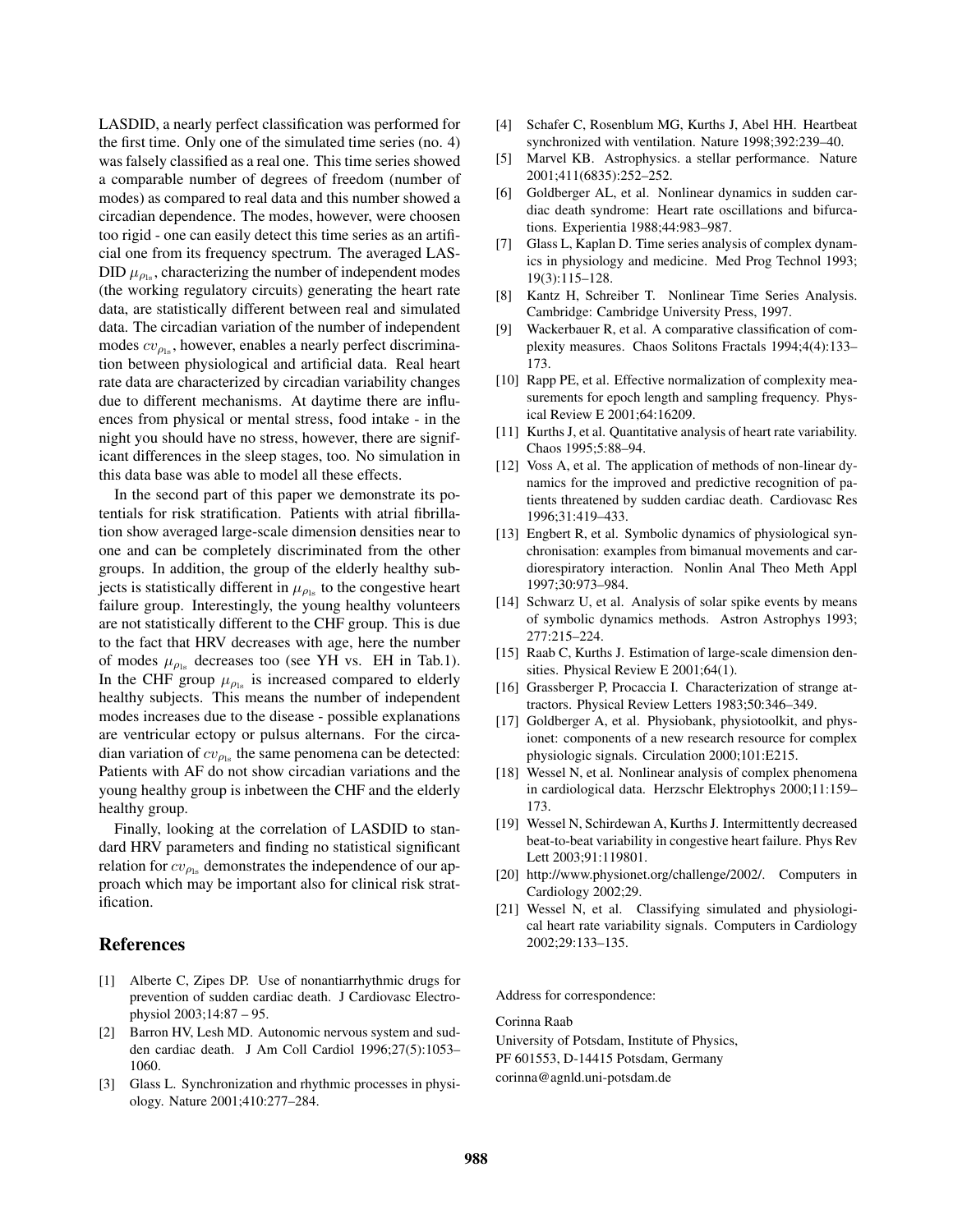LASDID, a nearly perfect classification was performed for the first time. Only one of the simulated time series (no. 4) was falsely classified as a real one. This time series showed a comparable number of degrees of freedom (number of modes) as compared to real data and this number showed a circadian dependence. The modes, however, were choosen too rigid - one can easily detect this time series as an artificial one from its frequency spectrum. The averaged LASDID $\mu_{\rho_{1s}}$, characterizing the number of independent modes (the working regulatory circuits) generating the heart rate data, are statistically different between real and simulated data. The circadian variation of the number of independent modes $cv_{\rho_{1s}}$, however, enables a nearly perfect discrimination between physiological and artificial data. Real heart rate data are characterized by circadian variability changes due to different mechanisms. At daytime there are influences from physical or mental stress, food intake - in the night you should have no stress, however, there are significant differences in the sleep stages, too. No simulation in this data base was able to model all these effects.

In the second part of this paper we demonstrate its potentials for risk stratification. Patients with atrial fibrillation show averaged large-scale dimension densities near to one and can be completely discriminated from the other groups. In addition, the group of the elderly healthy subjects is statistically different in $\mu_{\rho_{1s}}$ to the congestive heart failure group. Interestingly, the young healthy volunteers are not statistically different to the CHF group. This is due to the fact that HRV decreases with age, here the number of modes $\mu_{\rho_{1s}}$ decreases too (see YH vs. EH in Tab.1). In the CHF group $\mu_{\rho_{1s}}$ is increased compared to elderly healthy subjects. This means the number of independent modes increases due to the disease - possible explanations are ventricular ectopy or pulsus alternans. For the circadian variation of $cv_{\rho_{1s}}$ the same penomena can be detected: Patients with AF do not show circadian variations and the young healthy group is inbetween the CHF and the elderly healthy group.

Finally, looking at the correlation of LASDID to standard HRV parameters and finding no statistical significant relation for $cv_{\rho_{1s}}$ demonstrates the independence of our approach which may be important also for clinical risk stratification.

## References

[1] Alberte C, Zipes DP. Use of nonantiarrhythmic drugs for prevention of sudden cardiac death. J Cardiovasc Electrophysiol 2003;14:87 – 95.

[2] Barron HV, Lesh MD. Autonomic nervous system and sudden cardiac death. J Am Coll Cardiol 1996;27(5):1053–1060.

[3] Glass L. Synchronization and rhythmic processes in physiology. Nature 2001;410:277–284.

[4] Schafer C, Rosenblum MG, Kurths J, Abel HH. Heartbeat synchronized with ventilation. Nature 1998;392:239–40.

[5] Marvel KB. Astrophysics. a stellar performance. Nature 2001;411(6835):252–252.

[6] Goldberger AL, et al. Nonlinear dynamics in sudden cardiac death syndrome: Heart rate oscillations and bifurcations. Experientia 1988;44:983–987.

[7] Glass L, Kaplan D. Time series analysis of complex dynamics in physiology and medicine. Med Prog Technol 1993; 19(3):115–128.

[8] Kantz H, Schreiber T. Nonlinear Time Series Analysis. Cambridge: Cambridge University Press, 1997.

[9] Wackerbauer R, et al. A comparative classification of complexity measures. Chaos Solitons Fractals 1994;4(4):133–173.

[10] Rapp PE, et al. Effective normalization of complexity measurements for epoch length and sampling frequency. Physical Review E 2001;64:16209.

[11] Kurths J, et al. Quantitative analysis of heart rate variability. Chaos 1995;5:88–94.

[12] Voss A, et al. The application of methods of non-linear dynamics for the improved and predictive recognition of patients threatened by sudden cardiac death. Cardiovasc Res 1996;31:419–433.

[13] Engbert R, et al. Symbolic dynamics of physiological synchronisation: examples from bimanual movements and cardiorespiratory interaction. Nonlin Anal Theo Meth Appl 1997;30:973–984.

[14] Schwarz U, et al. Analysis of solar spike events by means of symbolic dynamics methods. Astron Astrophys 1993; 277:215–224.

[15] Raab C, Kurths J. Estimation of large-scale dimension densities. Physical Review E 2001;64(1).

[16] Grassberger P, Procaccia I. Characterization of strange attractors. Physical Review Letters 1983;50:346–349.

[17] Goldberger A, et al. Physiobank, physiotoolkit, and physionet: components of a new research resource for complex physiologic signals. Circulation 2000;101:E215.

[18] Wessel N, et al. Nonlinear analysis of complex phenomena in cardiological data. Herzschr Elektrophys 2000;11:159–173.

[19] Wessel N, Schirdewan A, Kurths J. Intermittently decreased beat-to-beat variability in congestive heart failure. Phys Rev Lett 2003;91:119801.

[20] http://www.physionet.org/challenge/2002/. Computers in Cardiology 2002;29.

[21] Wessel N, et al. Classifying simulated and physiological heart rate variability signals. Computers in Cardiology 2002;29:133–135.

Address for correspondence:

Corinna Raab
University of Potsdam, Institute of Physics,
PF 601553, D-14415 Potsdam, Germany
corinna@agnld.uni-potsdam.de